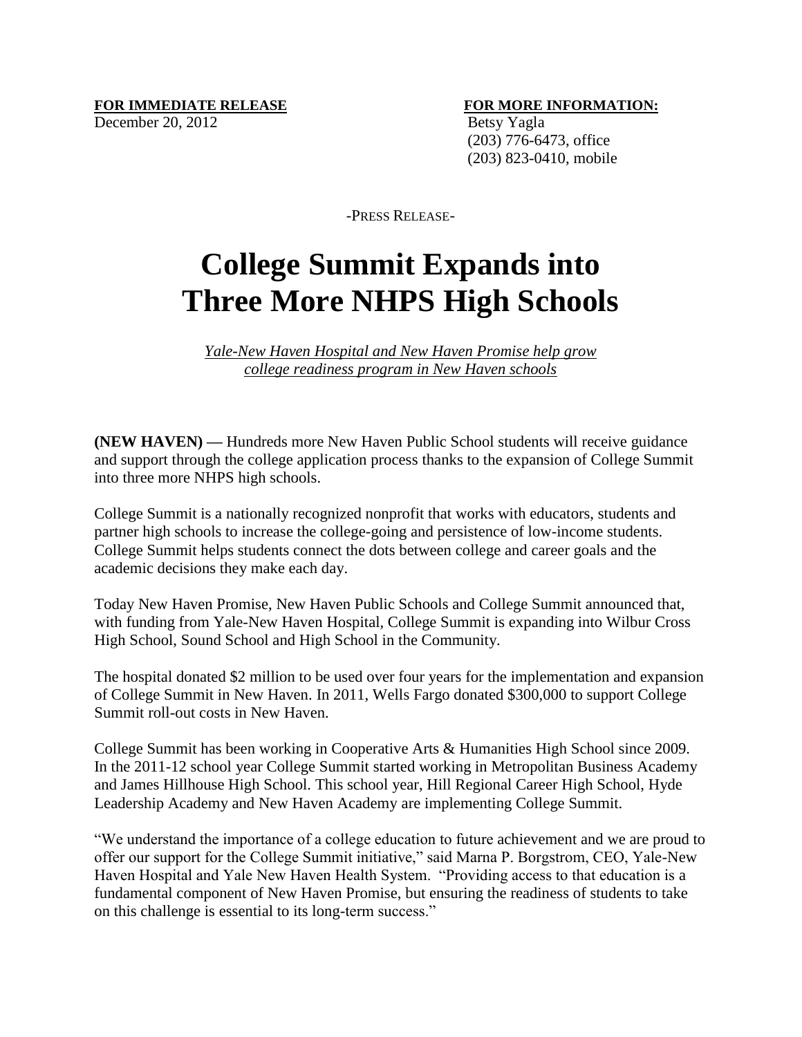**FOR IMMEDIATE RELEASE**
December 20, 2012

**FOR MORE INFORMATION:**
Betsy Yagla
(203) 776-6473, office
(203) 823-0410, mobile

-PRESS RELEASE-

# College Summit Expands into Three More NHPS High Schools

*Yale-New Haven Hospital and New Haven Promise help grow college readiness program in New Haven schools*

**(NEW HAVEN) —** Hundreds more New Haven Public School students will receive guidance and support through the college application process thanks to the expansion of College Summit into three more NHPS high schools.

College Summit is a nationally recognized nonprofit that works with educators, students and partner high schools to increase the college-going and persistence of low-income students. College Summit helps students connect the dots between college and career goals and the academic decisions they make each day.

Today New Haven Promise, New Haven Public Schools and College Summit announced that, with funding from Yale-New Haven Hospital, College Summit is expanding into Wilbur Cross High School, Sound School and High School in the Community.

The hospital donated $2 million to be used over four years for the implementation and expansion of College Summit in New Haven. In 2011, Wells Fargo donated $300,000 to support College Summit roll-out costs in New Haven.

College Summit has been working in Cooperative Arts & Humanities High School since 2009. In the 2011-12 school year College Summit started working in Metropolitan Business Academy and James Hillhouse High School. This school year, Hill Regional Career High School, Hyde Leadership Academy and New Haven Academy are implementing College Summit.

"We understand the importance of a college education to future achievement and we are proud to offer our support for the College Summit initiative," said Marna P. Borgstrom, CEO, Yale-New Haven Hospital and Yale New Haven Health System. "Providing access to that education is a fundamental component of New Haven Promise, but ensuring the readiness of students to take on this challenge is essential to its long-term success."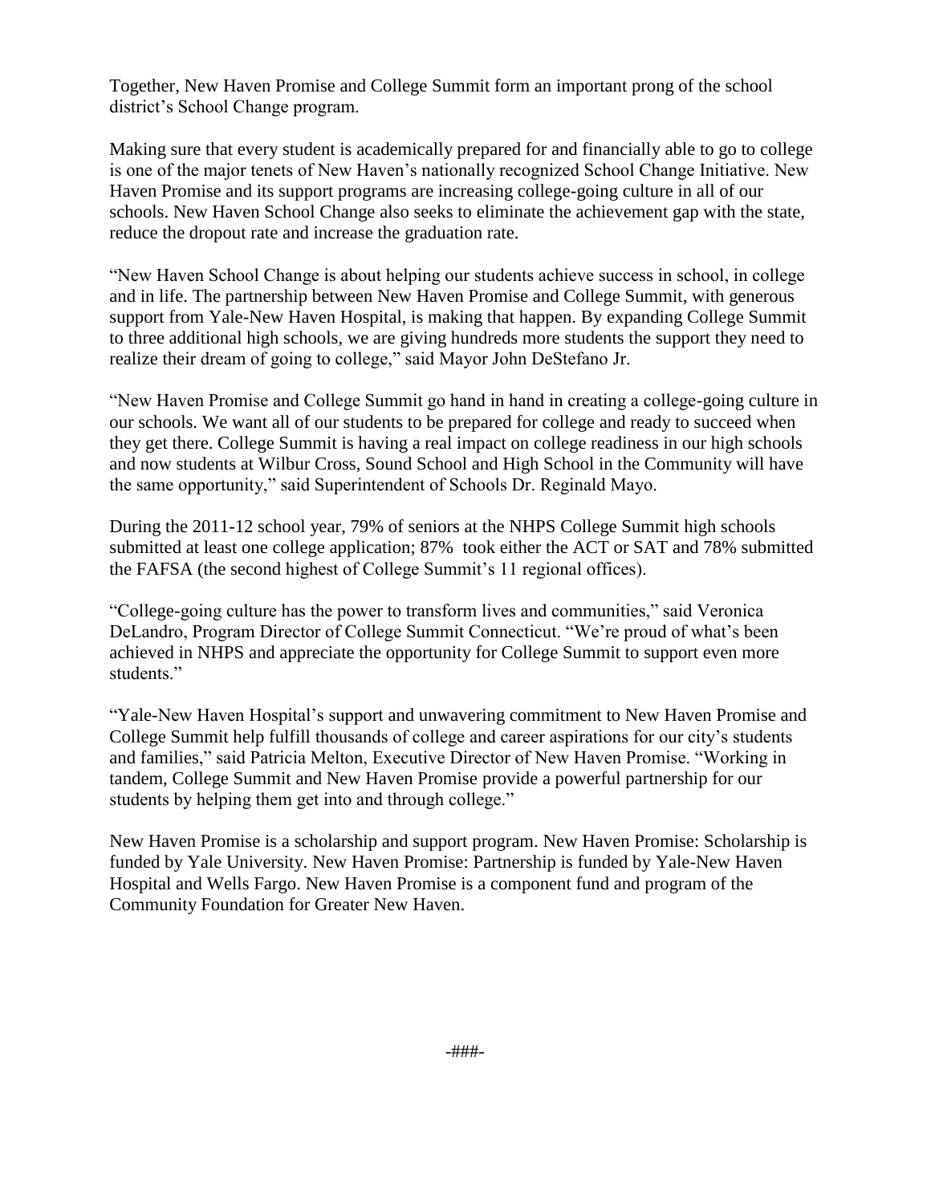Together, New Haven Promise and College Summit form an important prong of the school district's School Change program.

Making sure that every student is academically prepared for and financially able to go to college is one of the major tenets of New Haven's nationally recognized School Change Initiative. New Haven Promise and its support programs are increasing college-going culture in all of our schools. New Haven School Change also seeks to eliminate the achievement gap with the state, reduce the dropout rate and increase the graduation rate.

"New Haven School Change is about helping our students achieve success in school, in college and in life. The partnership between New Haven Promise and College Summit, with generous support from Yale-New Haven Hospital, is making that happen. By expanding College Summit to three additional high schools, we are giving hundreds more students the support they need to realize their dream of going to college," said Mayor John DeStefano Jr.

"New Haven Promise and College Summit go hand in hand in creating a college-going culture in our schools. We want all of our students to be prepared for college and ready to succeed when they get there. College Summit is having a real impact on college readiness in our high schools and now students at Wilbur Cross, Sound School and High School in the Community will have the same opportunity," said Superintendent of Schools Dr. Reginald Mayo.

During the 2011-12 school year, 79% of seniors at the NHPS College Summit high schools submitted at least one college application; 87% took either the ACT or SAT and 78% submitted the FAFSA (the second highest of College Summit's 11 regional offices).

"College-going culture has the power to transform lives and communities," said Veronica DeLandro, Program Director of College Summit Connecticut. "We're proud of what's been achieved in NHPS and appreciate the opportunity for College Summit to support even more students."

"Yale-New Haven Hospital's support and unwavering commitment to New Haven Promise and College Summit help fulfill thousands of college and career aspirations for our city's students and families," said Patricia Melton, Executive Director of New Haven Promise. "Working in tandem, College Summit and New Haven Promise provide a powerful partnership for our students by helping them get into and through college."

New Haven Promise is a scholarship and support program. New Haven Promise: Scholarship is funded by Yale University. New Haven Promise: Partnership is funded by Yale-New Haven Hospital and Wells Fargo. New Haven Promise is a component fund and program of the Community Foundation for Greater New Haven.

-###-